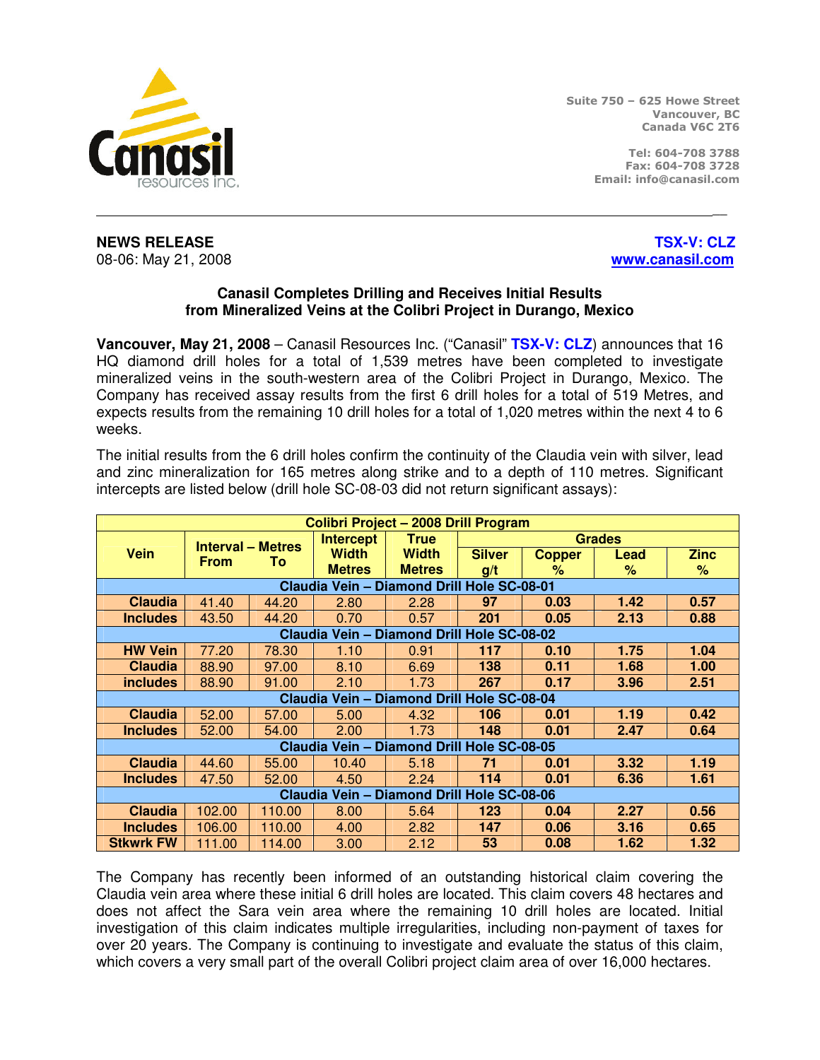Suite 750 – 625 Howe Street
Vancouver, BC
Canada V6C 2T6

Tel: 604-708 3788
Fax: 604-708 3728
Email: info@canasil.com

**NEWS RELEASE**
08-06: May 21, 2008

**TSX-V: CLZ**
www.canasil.com

## Canasil Completes Drilling and Receives Initial Results from Mineralized Veins at the Colibri Project in Durango, Mexico

**Vancouver, May 21, 2008** – Canasil Resources Inc. ("Canasil" **TSX-V: CLZ**) announces that 16 HQ diamond drill holes for a total of 1,539 metres have been completed to investigate mineralized veins in the south-western area of the Colibri Project in Durango, Mexico. The Company has received assay results from the first 6 drill holes for a total of 519 Metres, and expects results from the remaining 10 drill holes for a total of 1,020 metres within the next 4 to 6 weeks.

The initial results from the 6 drill holes confirm the continuity of the Claudia vein with silver, lead and zinc mineralization for 165 metres along strike and to a depth of 110 metres. Significant intercepts are listed below (drill hole SC-08-03 did not return significant assays):

| Colibri Project – 2008 Drill Program | | | | | | | | |
|---|---|---|---|---|---|---|---|---|
| Vein | Interval – Metres | | Intercept Width | True Width | Grades | | | |
| | From | To | Metres | Metres | Silver g/t | Copper % | Lead % | Zinc % |
| **Claudia Vein – Diamond Drill Hole SC-08-01** | | | | | | | | |
| **Claudia** | 41.40 | 44.20 | 2.80 | 2.28 | **97** | **0.03** | **1.42** | **0.57** |
| **Includes** | 43.50 | 44.20 | 0.70 | 0.57 | **201** | **0.05** | **2.13** | **0.88** |
| **Claudia Vein – Diamond Drill Hole SC-08-02** | | | | | | | | |
| **HW Vein** | 77.20 | 78.30 | 1.10 | 0.91 | **117** | **0.10** | **1.75** | **1.04** |
| **Claudia** | 88.90 | 97.00 | 8.10 | 6.69 | **138** | **0.11** | **1.68** | **1.00** |
| **includes** | 88.90 | 91.00 | 2.10 | 1.73 | **267** | **0.17** | **3.96** | **2.51** |
| **Claudia Vein – Diamond Drill Hole SC-08-04** | | | | | | | | |
| **Claudia** | 52.00 | 57.00 | 5.00 | 4.32 | **106** | **0.01** | **1.19** | **0.42** |
| **Includes** | 52.00 | 54.00 | 2.00 | 1.73 | **148** | **0.01** | **2.47** | **0.64** |
| **Claudia Vein – Diamond Drill Hole SC-08-05** | | | | | | | | |
| **Claudia** | 44.60 | 55.00 | 10.40 | 5.18 | **71** | **0.01** | **3.32** | **1.19** |
| **Includes** | 47.50 | 52.00 | 4.50 | 2.24 | **114** | **0.01** | **6.36** | **1.61** |
| **Claudia Vein – Diamond Drill Hole SC-08-06** | | | | | | | | |
| **Claudia** | 102.00 | 110.00 | 8.00 | 5.64 | **123** | **0.04** | **2.27** | **0.56** |
| **Includes** | 106.00 | 110.00 | 4.00 | 2.82 | **147** | **0.06** | **3.16** | **0.65** |
| **Stkwrk FW** | 111.00 | 114.00 | 3.00 | 2.12 | **53** | **0.08** | **1.62** | **1.32** |

The Company has recently been informed of an outstanding historical claim covering the Claudia vein area where these initial 6 drill holes are located. This claim covers 48 hectares and does not affect the Sara vein area where the remaining 10 drill holes are located. Initial investigation of this claim indicates multiple irregularities, including non-payment of taxes for over 20 years. The Company is continuing to investigate and evaluate the status of this claim, which covers a very small part of the overall Colibri project claim area of over 16,000 hectares.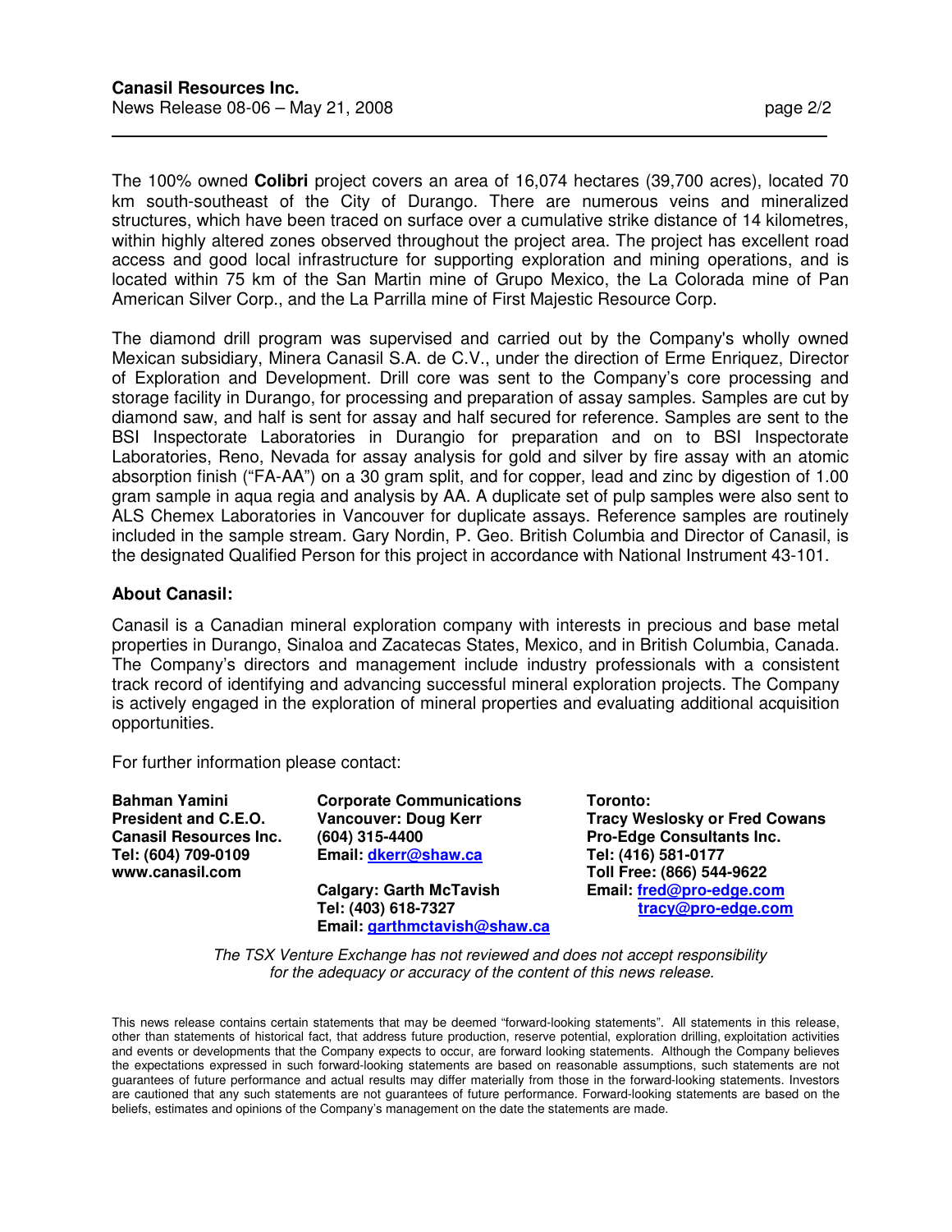The 100% owned **Colibri** project covers an area of 16,074 hectares (39,700 acres), located 70 km south-southeast of the City of Durango. There are numerous veins and mineralized structures, which have been traced on surface over a cumulative strike distance of 14 kilometres, within highly altered zones observed throughout the project area. The project has excellent road access and good local infrastructure for supporting exploration and mining operations, and is located within 75 km of the San Martin mine of Grupo Mexico, the La Colorada mine of Pan American Silver Corp., and the La Parrilla mine of First Majestic Resource Corp.

The diamond drill program was supervised and carried out by the Company's wholly owned Mexican subsidiary, Minera Canasil S.A. de C.V., under the direction of Erme Enriquez, Director of Exploration and Development. Drill core was sent to the Company's core processing and storage facility in Durango, for processing and preparation of assay samples. Samples are cut by diamond saw, and half is sent for assay and half secured for reference. Samples are sent to the BSI Inspectorate Laboratories in Durangio for preparation and on to BSI Inspectorate Laboratories, Reno, Nevada for assay analysis for gold and silver by fire assay with an atomic absorption finish ("FA-AA") on a 30 gram split, and for copper, lead and zinc by digestion of 1.00 gram sample in aqua regia and analysis by AA. A duplicate set of pulp samples were also sent to ALS Chemex Laboratories in Vancouver for duplicate assays. Reference samples are routinely included in the sample stream. Gary Nordin, P. Geo. British Columbia and Director of Canasil, is the designated Qualified Person for this project in accordance with National Instrument 43-101.

### About Canasil:

Canasil is a Canadian mineral exploration company with interests in precious and base metal properties in Durango, Sinaloa and Zacatecas States, Mexico, and in British Columbia, Canada. The Company's directors and management include industry professionals with a consistent track record of identifying and advancing successful mineral exploration projects. The Company is actively engaged in the exploration of mineral properties and evaluating additional acquisition opportunities.

For further information please contact:

**Bahman Yamini**
**President and C.E.O.**
**Canasil Resources Inc.**
**Tel: (604) 709-0109**
**www.canasil.com**

**Corporate Communications**
**Vancouver: Doug Kerr**
**(604) 315-4400**
**Email: dkerr@shaw.ca**

**Calgary: Garth McTavish**
**Tel: (403) 618-7327**
**Email: garthmctavish@shaw.ca**

**Toronto:**
**Tracy Weslosky or Fred Cowans**
**Pro-Edge Consultants Inc.**
**Tel: (416) 581-0177**
**Toll Free: (866) 544-9622**
**Email: fred@pro-edge.com**
**tracy@pro-edge.com**

*The TSX Venture Exchange has not reviewed and does not accept responsibility for the adequacy or accuracy of the content of this news release.*

This news release contains certain statements that may be deemed "forward-looking statements". All statements in this release, other than statements of historical fact, that address future production, reserve potential, exploration drilling, exploitation activities and events or developments that the Company expects to occur, are forward looking statements. Although the Company believes the expectations expressed in such forward-looking statements are based on reasonable assumptions, such statements are not guarantees of future performance and actual results may differ materially from those in the forward-looking statements. Investors are cautioned that any such statements are not guarantees of future performance. Forward-looking statements are based on the beliefs, estimates and opinions of the Company's management on the date the statements are made.